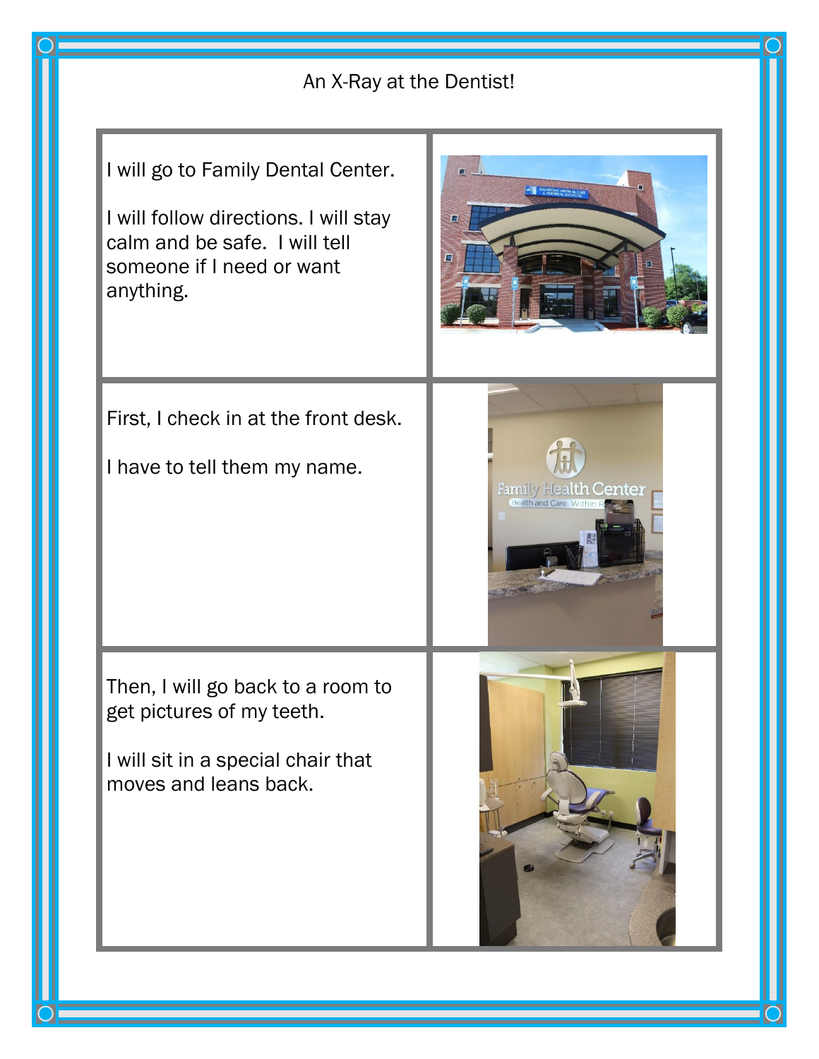An X-Ray at the Dentist!

I will go to Family Dental Center.

I will follow directions. I will stay calm and be safe. I will tell someone if I need or want anything.

First, I check in at the front desk.

I have to tell them my name.

Then, I will go back to a room to get pictures of my teeth.

I will sit in a special chair that moves and leans back.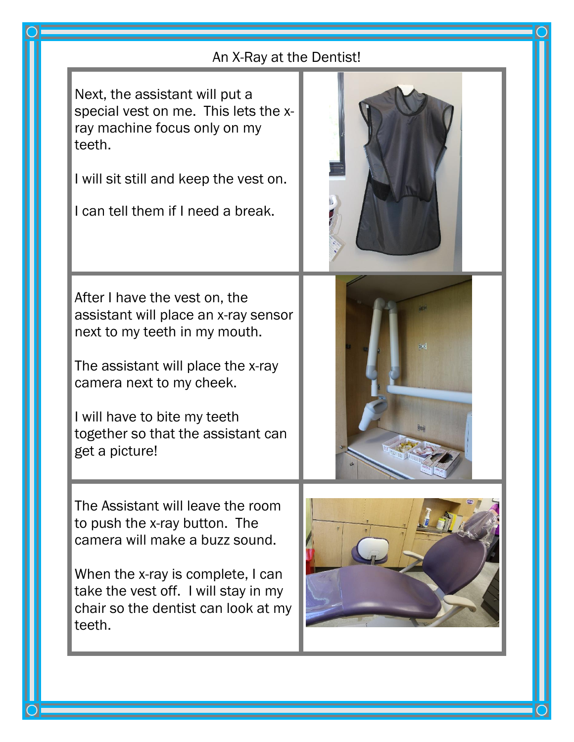An X-Ray at the Dentist!

Next, the assistant will put a special vest on me. This lets the x-ray machine focus only on my teeth.

I will sit still and keep the vest on.

I can tell them if I need a break.

After I have the vest on, the assistant will place an x-ray sensor next to my teeth in my mouth.

The assistant will place the x-ray camera next to my cheek.

I will have to bite my teeth together so that the assistant can get a picture!

The Assistant will leave the room to push the x-ray button. The camera will make a buzz sound.

When the x-ray is complete, I can take the vest off. I will stay in my chair so the dentist can look at my teeth.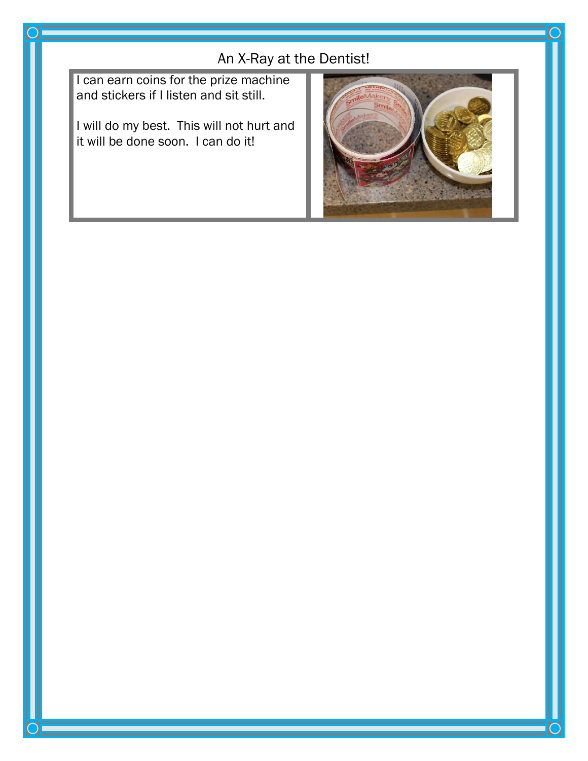An X-Ray at the Dentist!

I can earn coins for the prize machine and stickers if I listen and sit still.

I will do my best. This will not hurt and it will be done soon. I can do it!